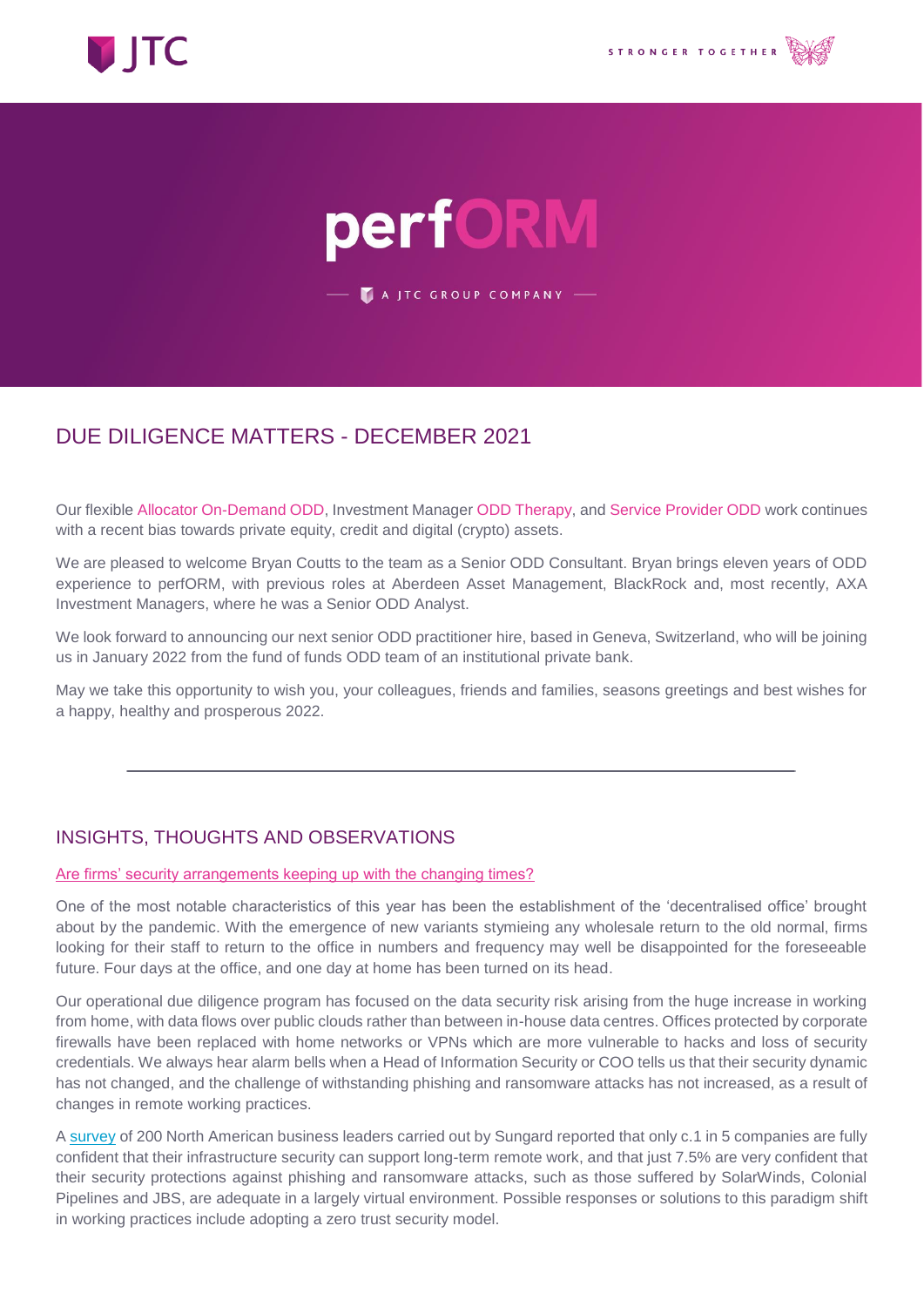perfORM

A JTC GROUP COMPANY

## DUE DILIGENCE MATTERS - DECEMBER 2021

Our flexible Allocator On-Demand ODD, Investment Manager ODD Therapy, and Service Provider ODD work continues with a recent bias towards private equity, credit and digital (crypto) assets.

We are pleased to welcome Bryan Coutts to the team as a Senior ODD Consultant. Bryan brings eleven years of ODD experience to perfORM, with previous roles at Aberdeen Asset Management, BlackRock and, most recently, AXA Investment Managers, where he was a Senior ODD Analyst.

We look forward to announcing our next senior ODD practitioner hire, based in Geneva, Switzerland, who will be joining us in January 2022 from the fund of funds ODD team of an institutional private bank.

May we take this opportunity to wish you, your colleagues, friends and families, seasons greetings and best wishes for a happy, healthy and prosperous 2022.

---

## INSIGHTS, THOUGHTS AND OBSERVATIONS

### Are firms' security arrangements keeping up with the changing times?

One of the most notable characteristics of this year has been the establishment of the 'decentralised office' brought about by the pandemic. With the emergence of new variants stymieing any wholesale return to the old normal, firms looking for their staff to return to the office in numbers and frequency may well be disappointed for the foreseeable future. Four days at the office, and one day at home has been turned on its head.

Our operational due diligence program has focused on the data security risk arising from the huge increase in working from home, with data flows over public clouds rather than between in-house data centres. Offices protected by corporate firewalls have been replaced with home networks or VPNs which are more vulnerable to hacks and loss of security credentials. We always hear alarm bells when a Head of Information Security or COO tells us that their security dynamic has not changed, and the challenge of withstanding phishing and ransomware attacks has not increased, as a result of changes in remote working practices.

A survey of 200 North American business leaders carried out by Sungard reported that only c.1 in 5 companies are fully confident that their infrastructure security can support long-term remote work, and that just 7.5% are very confident that their security protections against phishing and ransomware attacks, such as those suffered by SolarWinds, Colonial Pipelines and JBS, are adequate in a largely virtual environment. Possible responses or solutions to this paradigm shift in working practices include adopting a zero trust security model.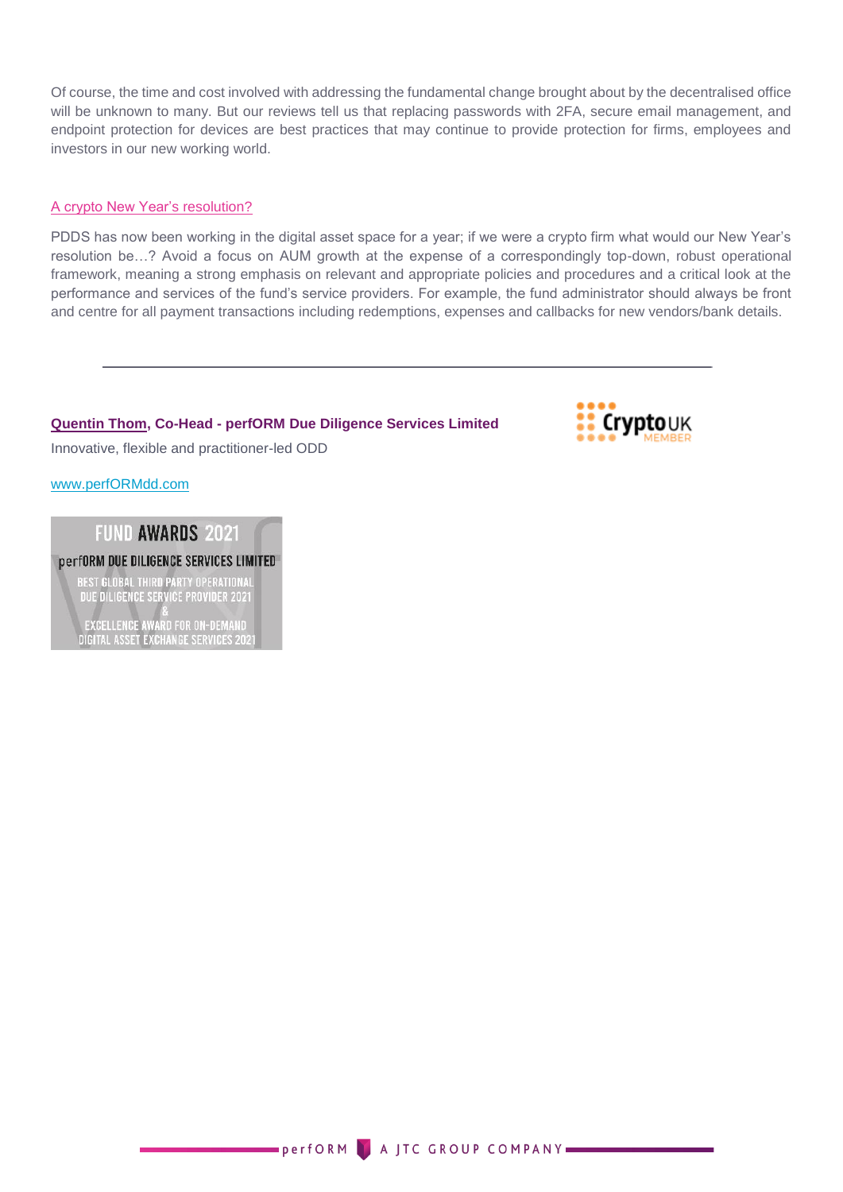Of course, the time and cost involved with addressing the fundamental change brought about by the decentralised office will be unknown to many. But our reviews tell us that replacing passwords with 2FA, secure email management, and endpoint protection for devices are best practices that may continue to provide protection for firms, employees and investors in our new working world.

## A crypto New Year's resolution?

PDDS has now been working in the digital asset space for a year; if we were a crypto firm what would our New Year's resolution be…? Avoid a focus on AUM growth at the expense of a correspondingly top-down, robust operational framework, meaning a strong emphasis on relevant and appropriate policies and procedures and a critical look at the performance and services of the fund's service providers. For example, the fund administrator should always be front and centre for all payment transactions including redemptions, expenses and callbacks for new vendors/bank details.

---

**Quentin Thom, Co-Head - perfORM Due Diligence Services Limited**

Innovative, flexible and practitioner-led ODD

www.perfORMdd.com

FUND AWARDS 2021

perfORM DUE DILIGENCE SERVICES LIMITED

BEST GLOBAL THIRD PARTY OPERATIONAL DUE DILIGENCE SERVICE PROVIDER 2021

&

EXCELLENCE AWARD FOR ON-DEMAND DIGITAL ASSET EXCHANGE SERVICES 2021

CryptoUK MEMBER